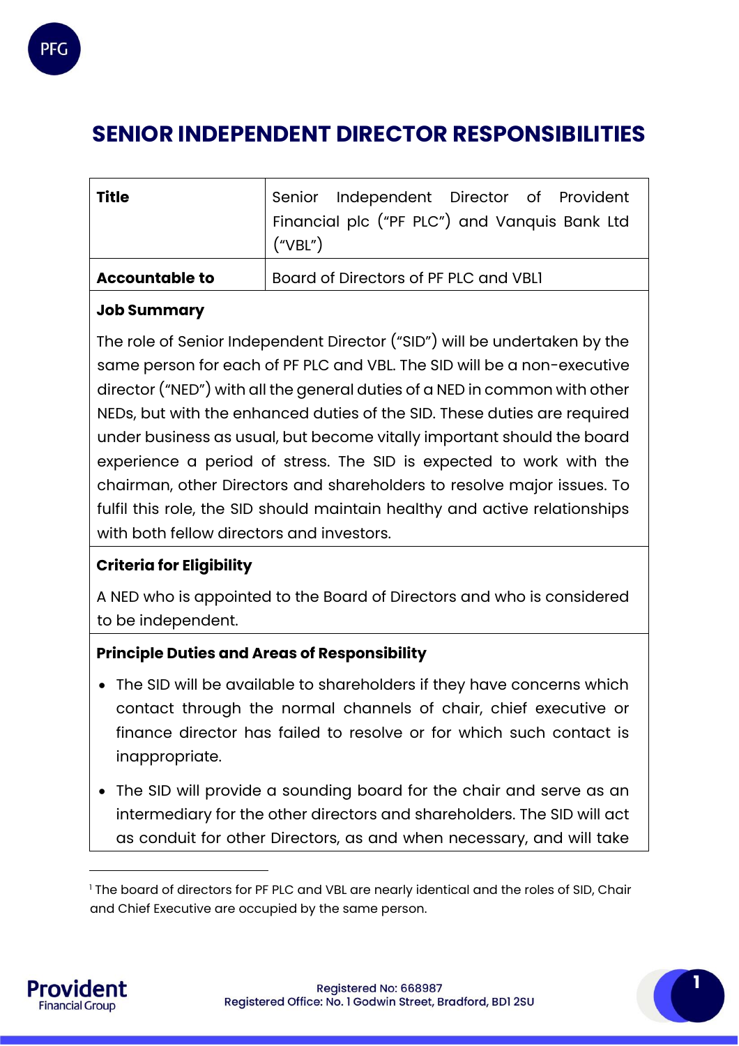# SENIOR INDEPENDENT DIRECTOR RESPONSIBILITIES

| | |
|---|---|
| **Title** | Senior Independent Director of Provident Financial plc ("PF PLC") and Vanquis Bank Ltd ("VBL") |
| **Accountable to** | Board of Directors of PF PLC and VBL[1] |

**Job Summary**

The role of Senior Independent Director ("SID") will be undertaken by the same person for each of PF PLC and VBL. The SID will be a non-executive director ("NED") with all the general duties of a NED in common with other NEDs, but with the enhanced duties of the SID. These duties are required under business as usual, but become vitally important should the board experience a period of stress. The SID is expected to work with the chairman, other Directors and shareholders to resolve major issues. To fulfil this role, the SID should maintain healthy and active relationships with both fellow directors and investors.

**Criteria for Eligibility**

A NED who is appointed to the Board of Directors and who is considered to be independent.

**Principle Duties and Areas of Responsibility**

- The SID will be available to shareholders if they have concerns which contact through the normal channels of chair, chief executive or finance director has failed to resolve or for which such contact is inappropriate.
- The SID will provide a sounding board for the chair and serve as an intermediary for the other directors and shareholders. The SID will act as conduit for other Directors, as and when necessary, and will take

---

[1] The board of directors for PF PLC and VBL are nearly identical and the roles of SID, Chair and Chief Executive are occupied by the same person.

Provident Financial Group

Registered No: 668987
Registered Office: No. 1 Godwin Street, Bradford, BD1 2SU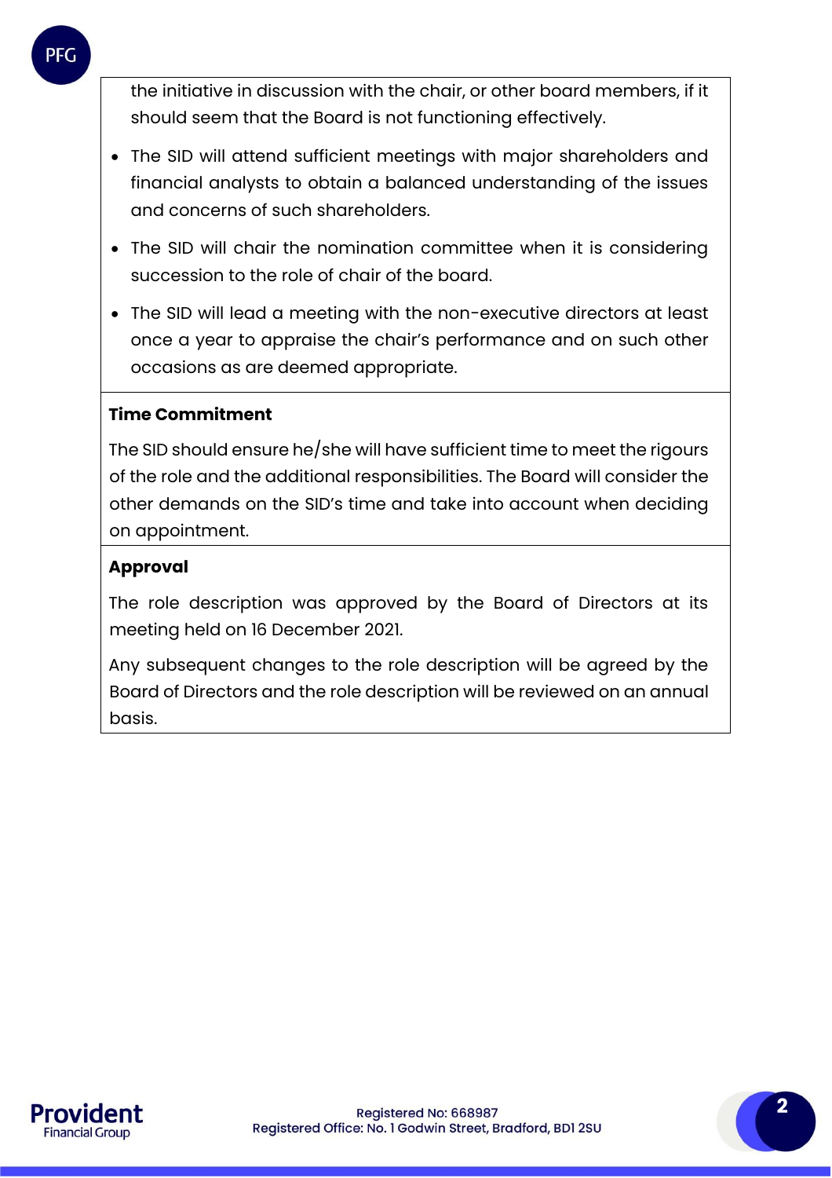the initiative in discussion with the chair, or other board members, if it should seem that the Board is not functioning effectively.

- The SID will attend sufficient meetings with major shareholders and financial analysts to obtain a balanced understanding of the issues and concerns of such shareholders.
- The SID will chair the nomination committee when it is considering succession to the role of chair of the board.
- The SID will lead a meeting with the non-executive directors at least once a year to appraise the chair's performance and on such other occasions as are deemed appropriate.

**Time Commitment**

The SID should ensure he/she will have sufficient time to meet the rigours of the role and the additional responsibilities. The Board will consider the other demands on the SID's time and take into account when deciding on appointment.

**Approval**

The role description was approved by the Board of Directors at its meeting held on 16 December 2021.

Any subsequent changes to the role description will be agreed by the Board of Directors and the role description will be reviewed on an annual basis.

Registered No: 668987
Registered Office: No. 1 Godwin Street, Bradford, BD1 2SU